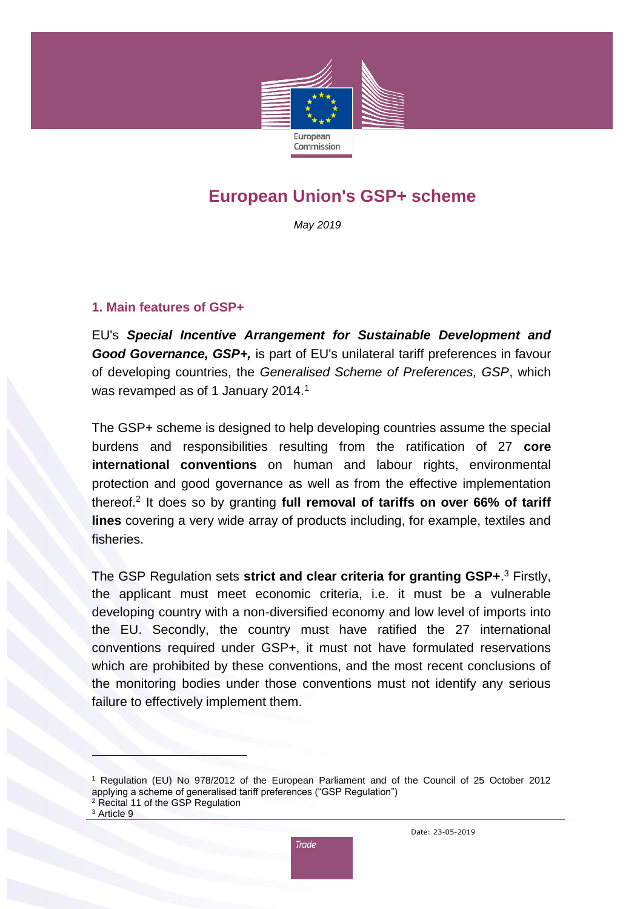# European Union's GSP+ scheme

*May 2019*

## 1. Main features of GSP+

EU's ***Special Incentive Arrangement for Sustainable Development and Good Governance, GSP+,*** is part of EU's unilateral tariff preferences in favour of developing countries, the *Generalised Scheme of Preferences, GSP*, which was revamped as of 1 January 2014.[1]

The GSP+ scheme is designed to help developing countries assume the special burdens and responsibilities resulting from the ratification of 27 **core international conventions** on human and labour rights, environmental protection and good governance as well as from the effective implementation thereof.[2] It does so by granting **full removal of tariffs on over 66% of tariff lines** covering a very wide array of products including, for example, textiles and fisheries.

The GSP Regulation sets **strict and clear criteria for granting GSP+**.[3] Firstly, the applicant must meet economic criteria, i.e. it must be a vulnerable developing country with a non-diversified economy and low level of imports into the EU. Secondly, the country must have ratified the 27 international conventions required under GSP+, it must not have formulated reservations which are prohibited by these conventions, and the most recent conclusions of the monitoring bodies under those conventions must not identify any serious failure to effectively implement them.

---

[1] Regulation (EU) No 978/2012 of the European Parliament and of the Council of 25 October 2012 applying a scheme of generalised tariff preferences ("GSP Regulation")

[2] Recital 11 of the GSP Regulation

[3] Article 9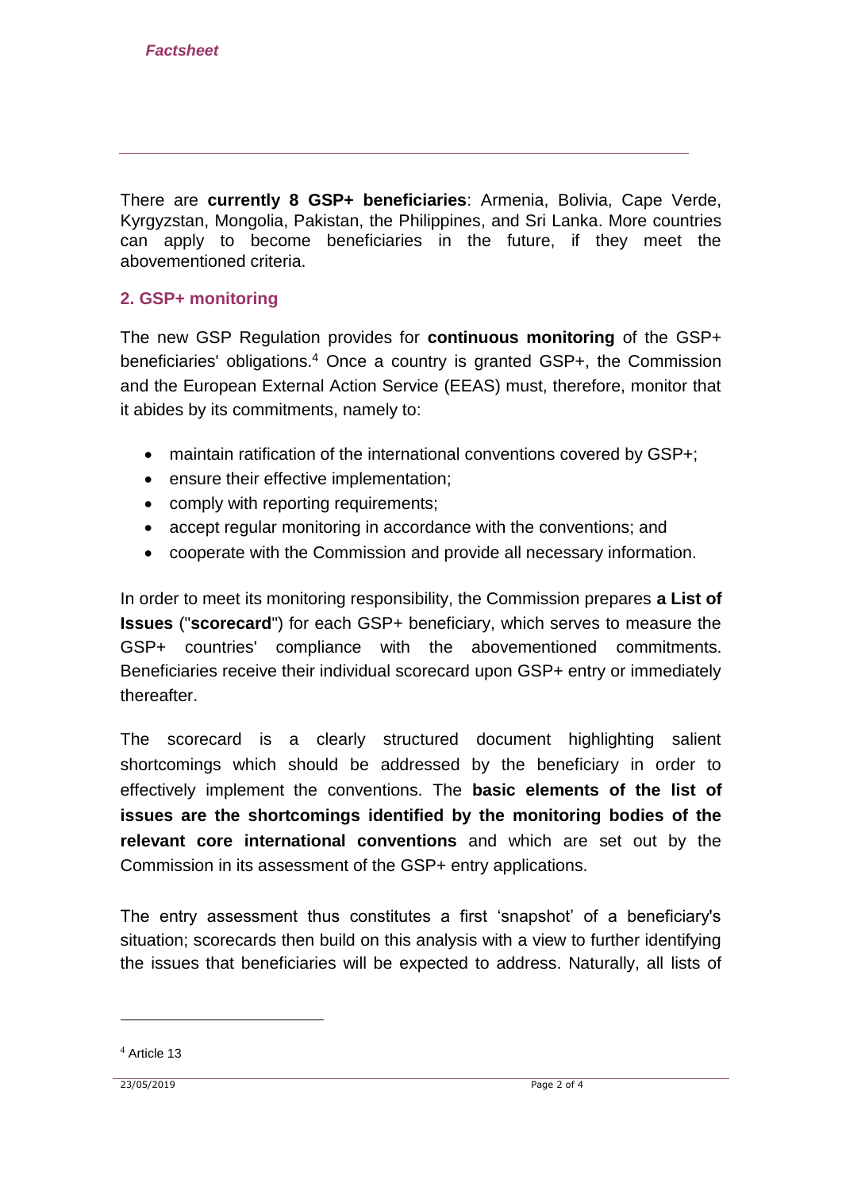There are **currently 8 GSP+ beneficiaries**: Armenia, Bolivia, Cape Verde, Kyrgyzstan, Mongolia, Pakistan, the Philippines, and Sri Lanka. More countries can apply to become beneficiaries in the future, if they meet the abovementioned criteria.

## 2. GSP+ monitoring

The new GSP Regulation provides for **continuous monitoring** of the GSP+ beneficiaries' obligations.[4] Once a country is granted GSP+, the Commission and the European External Action Service (EEAS) must, therefore, monitor that it abides by its commitments, namely to:

- maintain ratification of the international conventions covered by GSP+;
- ensure their effective implementation;
- comply with reporting requirements;
- accept regular monitoring in accordance with the conventions; and
- cooperate with the Commission and provide all necessary information.

In order to meet its monitoring responsibility, the Commission prepares **a List of Issues** ("**scorecard**") for each GSP+ beneficiary, which serves to measure the GSP+ countries' compliance with the abovementioned commitments. Beneficiaries receive their individual scorecard upon GSP+ entry or immediately thereafter.

The scorecard is a clearly structured document highlighting salient shortcomings which should be addressed by the beneficiary in order to effectively implement the conventions. The **basic elements of the list of issues are the shortcomings identified by the monitoring bodies of the relevant core international conventions** and which are set out by the Commission in its assessment of the GSP+ entry applications.

The entry assessment thus constitutes a first 'snapshot' of a beneficiary's situation; scorecards then build on this analysis with a view to further identifying the issues that beneficiaries will be expected to address. Naturally, all lists of

[4] Article 13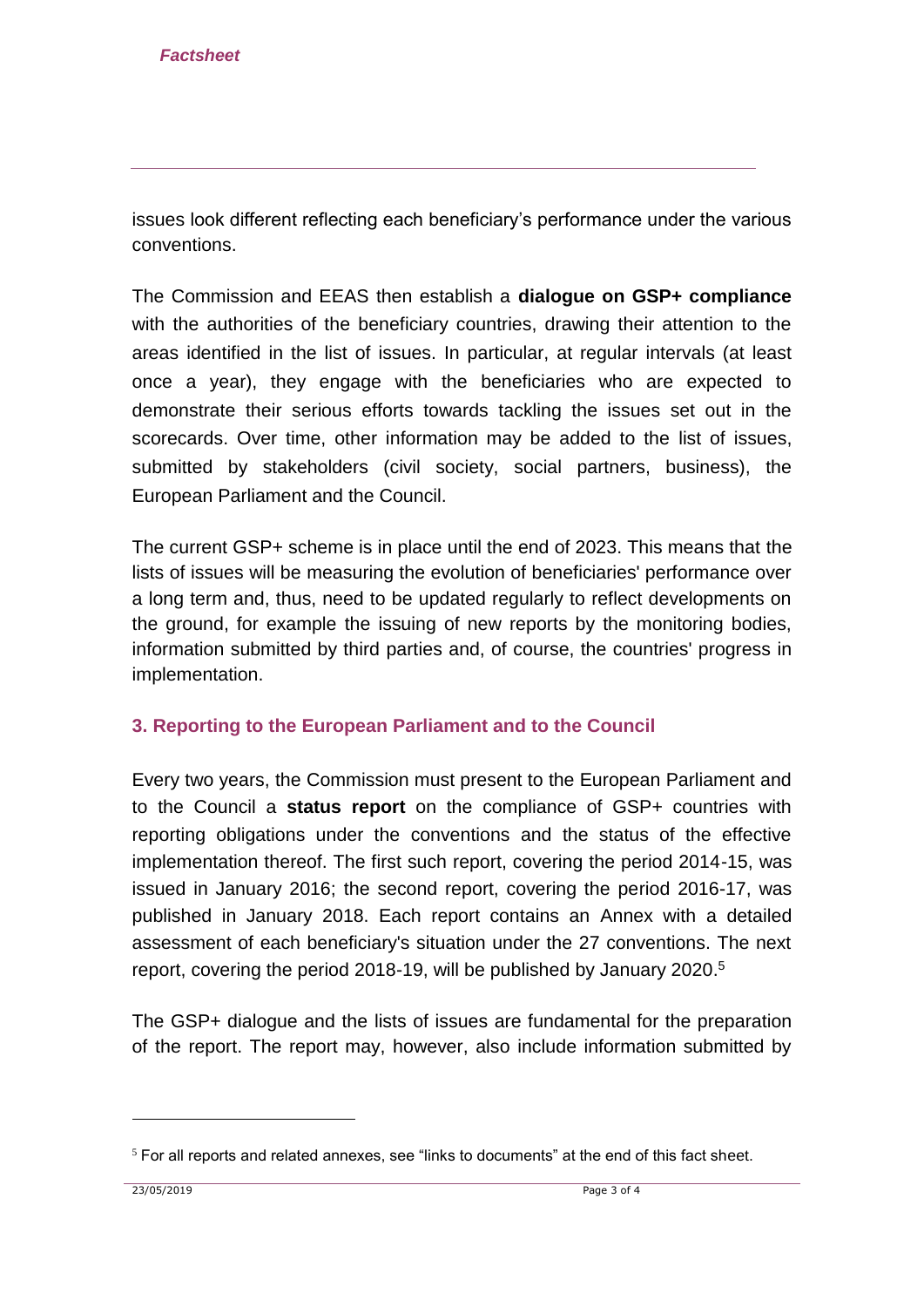issues look different reflecting each beneficiary's performance under the various conventions.

The Commission and EEAS then establish a **dialogue on GSP+ compliance** with the authorities of the beneficiary countries, drawing their attention to the areas identified in the list of issues. In particular, at regular intervals (at least once a year), they engage with the beneficiaries who are expected to demonstrate their serious efforts towards tackling the issues set out in the scorecards. Over time, other information may be added to the list of issues, submitted by stakeholders (civil society, social partners, business), the European Parliament and the Council.

The current GSP+ scheme is in place until the end of 2023. This means that the lists of issues will be measuring the evolution of beneficiaries' performance over a long term and, thus, need to be updated regularly to reflect developments on the ground, for example the issuing of new reports by the monitoring bodies, information submitted by third parties and, of course, the countries' progress in implementation.

### 3. Reporting to the European Parliament and to the Council

Every two years, the Commission must present to the European Parliament and to the Council a **status report** on the compliance of GSP+ countries with reporting obligations under the conventions and the status of the effective implementation thereof. The first such report, covering the period 2014-15, was issued in January 2016; the second report, covering the period 2016-17, was published in January 2018. Each report contains an Annex with a detailed assessment of each beneficiary's situation under the 27 conventions. The next report, covering the period 2018-19, will be published by January 2020.[5]

The GSP+ dialogue and the lists of issues are fundamental for the preparation of the report. The report may, however, also include information submitted by

---

[5] For all reports and related annexes, see "links to documents" at the end of this fact sheet.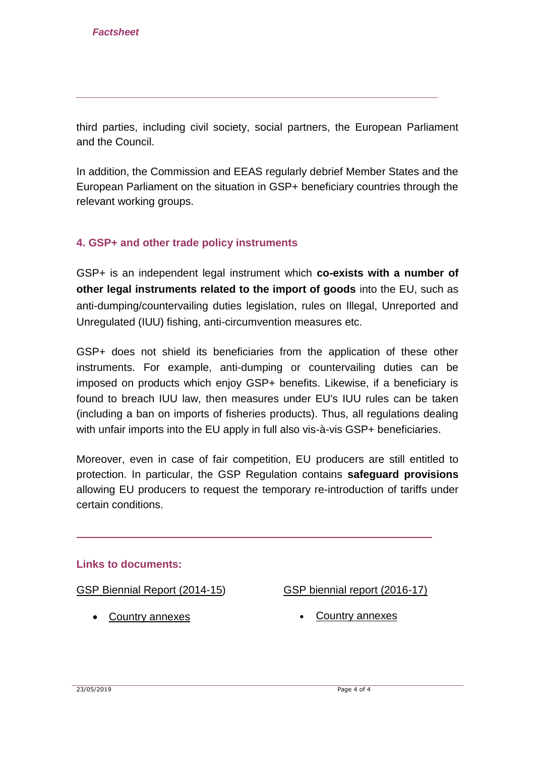third parties, including civil society, social partners, the European Parliament and the Council.

In addition, the Commission and EEAS regularly debrief Member States and the European Parliament on the situation in GSP+ beneficiary countries through the relevant working groups.

### 4. GSP+ and other trade policy instruments

GSP+ is an independent legal instrument which **co-exists with a number of other legal instruments related to the import of goods** into the EU, such as anti-dumping/countervailing duties legislation, rules on Illegal, Unreported and Unregulated (IUU) fishing, anti-circumvention measures etc.

GSP+ does not shield its beneficiaries from the application of these other instruments. For example, anti-dumping or countervailing duties can be imposed on products which enjoy GSP+ benefits. Likewise, if a beneficiary is found to breach IUU law, then measures under EU's IUU rules can be taken (including a ban on imports of fisheries products). Thus, all regulations dealing with unfair imports into the EU apply in full also vis-à-vis GSP+ beneficiaries.

Moreover, even in case of fair competition, EU producers are still entitled to protection. In particular, the GSP Regulation contains **safeguard provisions** allowing EU producers to request the temporary re-introduction of tariffs under certain conditions.

---

### Links to documents:

GSP Biennial Report (2014-15)

- Country annexes

GSP biennial report (2016-17)

- Country annexes